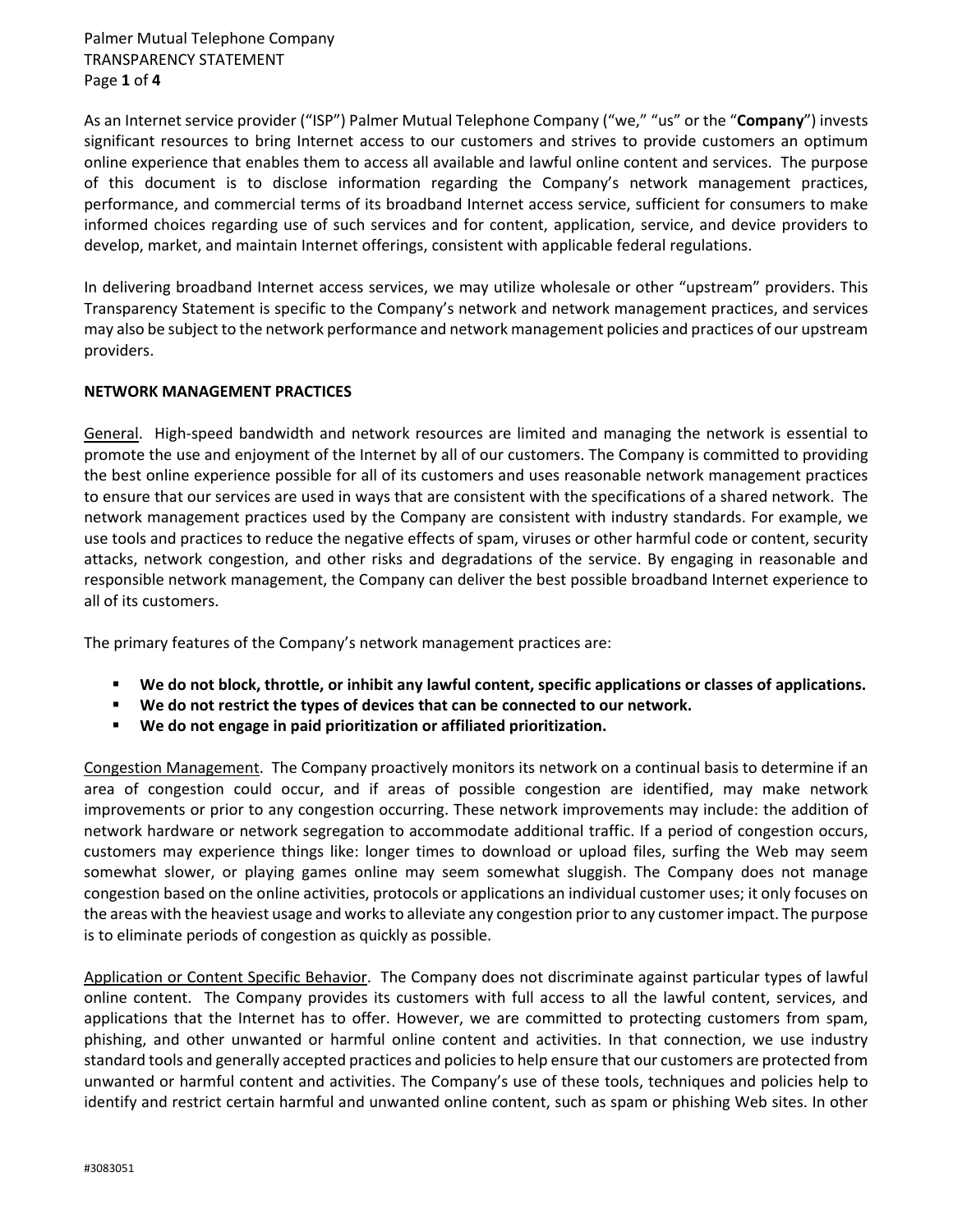As an Internet service provider ("ISP") Palmer Mutual Telephone Company ("we," "us" or the "**Company**") invests significant resources to bring Internet access to our customers and strives to provide customers an optimum online experience that enables them to access all available and lawful online content and services. The purpose of this document is to disclose information regarding the Company's network management practices, performance, and commercial terms of its broadband Internet access service, sufficient for consumers to make informed choices regarding use of such services and for content, application, service, and device providers to develop, market, and maintain Internet offerings, consistent with applicable federal regulations.

In delivering broadband Internet access services, we may utilize wholesale or other "upstream" providers. This Transparency Statement is specific to the Company's network and network management practices, and services may also be subject to the network performance and network management policies and practices of our upstream providers.

**NETWORK MANAGEMENT PRACTICES**

General. High-speed bandwidth and network resources are limited and managing the network is essential to promote the use and enjoyment of the Internet by all of our customers. The Company is committed to providing the best online experience possible for all of its customers and uses reasonable network management practices to ensure that our services are used in ways that are consistent with the specifications of a shared network. The network management practices used by the Company are consistent with industry standards. For example, we use tools and practices to reduce the negative effects of spam, viruses or other harmful code or content, security attacks, network congestion, and other risks and degradations of the service. By engaging in reasonable and responsible network management, the Company can deliver the best possible broadband Internet experience to all of its customers.

The primary features of the Company's network management practices are:

- **We do not block, throttle, or inhibit any lawful content, specific applications or classes of applications.**
- **We do not restrict the types of devices that can be connected to our network.**
- **We do not engage in paid prioritization or affiliated prioritization.**

Congestion Management. The Company proactively monitors its network on a continual basis to determine if an area of congestion could occur, and if areas of possible congestion are identified, may make network improvements or prior to any congestion occurring. These network improvements may include: the addition of network hardware or network segregation to accommodate additional traffic. If a period of congestion occurs, customers may experience things like: longer times to download or upload files, surfing the Web may seem somewhat slower, or playing games online may seem somewhat sluggish. The Company does not manage congestion based on the online activities, protocols or applications an individual customer uses; it only focuses on the areas with the heaviest usage and works to alleviate any congestion prior to any customer impact. The purpose is to eliminate periods of congestion as quickly as possible.

Application or Content Specific Behavior. The Company does not discriminate against particular types of lawful online content. The Company provides its customers with full access to all the lawful content, services, and applications that the Internet has to offer. However, we are committed to protecting customers from spam, phishing, and other unwanted or harmful online content and activities. In that connection, we use industry standard tools and generally accepted practices and policies to help ensure that our customers are protected from unwanted or harmful content and activities. The Company's use of these tools, techniques and policies help to identify and restrict certain harmful and unwanted online content, such as spam or phishing Web sites. In other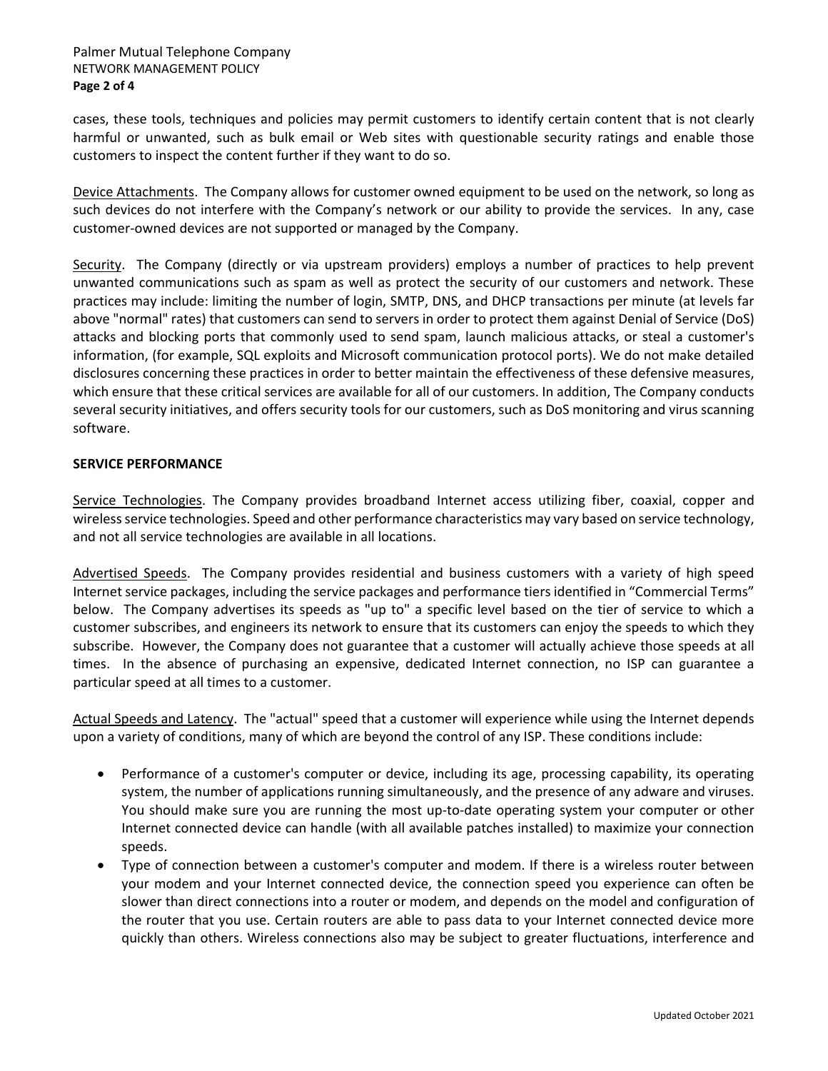cases, these tools, techniques and policies may permit customers to identify certain content that is not clearly harmful or unwanted, such as bulk email or Web sites with questionable security ratings and enable those customers to inspect the content further if they want to do so.

Device Attachments. The Company allows for customer owned equipment to be used on the network, so long as such devices do not interfere with the Company's network or our ability to provide the services. In any, case customer-owned devices are not supported or managed by the Company.

Security. The Company (directly or via upstream providers) employs a number of practices to help prevent unwanted communications such as spam as well as protect the security of our customers and network. These practices may include: limiting the number of login, SMTP, DNS, and DHCP transactions per minute (at levels far above "normal" rates) that customers can send to servers in order to protect them against Denial of Service (DoS) attacks and blocking ports that commonly used to send spam, launch malicious attacks, or steal a customer's information, (for example, SQL exploits and Microsoft communication protocol ports). We do not make detailed disclosures concerning these practices in order to better maintain the effectiveness of these defensive measures, which ensure that these critical services are available for all of our customers. In addition, The Company conducts several security initiatives, and offers security tools for our customers, such as DoS monitoring and virus scanning software.

## SERVICE PERFORMANCE

Service Technologies. The Company provides broadband Internet access utilizing fiber, coaxial, copper and wireless service technologies. Speed and other performance characteristics may vary based on service technology, and not all service technologies are available in all locations.

Advertised Speeds. The Company provides residential and business customers with a variety of high speed Internet service packages, including the service packages and performance tiers identified in "Commercial Terms" below. The Company advertises its speeds as "up to" a specific level based on the tier of service to which a customer subscribes, and engineers its network to ensure that its customers can enjoy the speeds to which they subscribe. However, the Company does not guarantee that a customer will actually achieve those speeds at all times. In the absence of purchasing an expensive, dedicated Internet connection, no ISP can guarantee a particular speed at all times to a customer.

Actual Speeds and Latency. The "actual" speed that a customer will experience while using the Internet depends upon a variety of conditions, many of which are beyond the control of any ISP. These conditions include:

- Performance of a customer's computer or device, including its age, processing capability, its operating system, the number of applications running simultaneously, and the presence of any adware and viruses. You should make sure you are running the most up-to-date operating system your computer or other Internet connected device can handle (with all available patches installed) to maximize your connection speeds.
- Type of connection between a customer's computer and modem. If there is a wireless router between your modem and your Internet connected device, the connection speed you experience can often be slower than direct connections into a router or modem, and depends on the model and configuration of the router that you use. Certain routers are able to pass data to your Internet connected device more quickly than others. Wireless connections also may be subject to greater fluctuations, interference and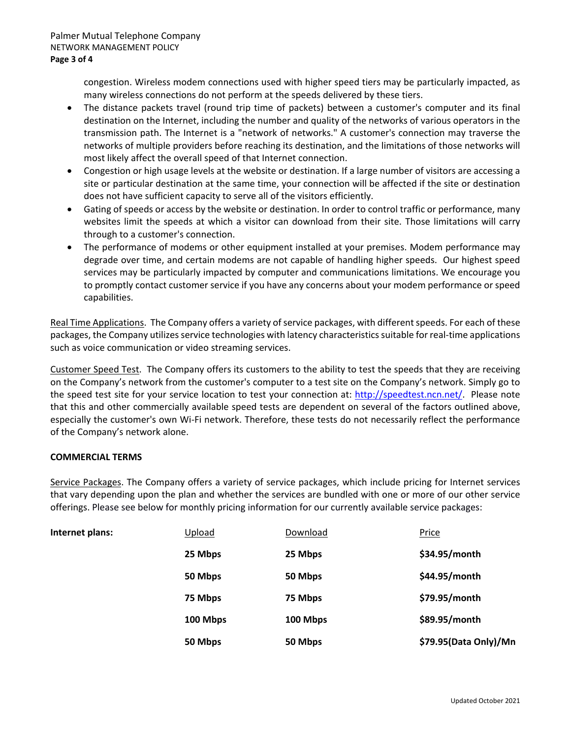congestion. Wireless modem connections used with higher speed tiers may be particularly impacted, as many wireless connections do not perform at the speeds delivered by these tiers.

- The distance packets travel (round trip time of packets) between a customer's computer and its final destination on the Internet, including the number and quality of the networks of various operators in the transmission path. The Internet is a "network of networks." A customer's connection may traverse the networks of multiple providers before reaching its destination, and the limitations of those networks will most likely affect the overall speed of that Internet connection.
- Congestion or high usage levels at the website or destination. If a large number of visitors are accessing a site or particular destination at the same time, your connection will be affected if the site or destination does not have sufficient capacity to serve all of the visitors efficiently.
- Gating of speeds or access by the website or destination. In order to control traffic or performance, many websites limit the speeds at which a visitor can download from their site. Those limitations will carry through to a customer's connection.
- The performance of modems or other equipment installed at your premises. Modem performance may degrade over time, and certain modems are not capable of handling higher speeds. Our highest speed services may be particularly impacted by computer and communications limitations. We encourage you to promptly contact customer service if you have any concerns about your modem performance or speed capabilities.

Real Time Applications. The Company offers a variety of service packages, with different speeds. For each of these packages, the Company utilizes service technologies with latency characteristics suitable for real-time applications such as voice communication or video streaming services.

Customer Speed Test. The Company offers its customers to the ability to test the speeds that they are receiving on the Company's network from the customer's computer to a test site on the Company's network. Simply go to the speed test site for your service location to test your connection at: http://speedtest.ncn.net/. Please note that this and other commercially available speed tests are dependent on several of the factors outlined above, especially the customer's own Wi-Fi network. Therefore, these tests do not necessarily reflect the performance of the Company's network alone.

## COMMERCIAL TERMS

Service Packages. The Company offers a variety of service packages, which include pricing for Internet services that vary depending upon the plan and whether the services are bundled with one or more of our other service offerings. Please see below for monthly pricing information for our currently available service packages:

| Internet plans: | Upload | Download | Price |
|---|---|---|---|
| | **25 Mbps** | **25 Mbps** | **$34.95/month** |
| | **50 Mbps** | **50 Mbps** | **$44.95/month** |
| | **75 Mbps** | **75 Mbps** | **$79.95/month** |
| | **100 Mbps** | **100 Mbps** | **$89.95/month** |
| | **50 Mbps** | **50 Mbps** | **$79.95(Data Only)/Mn** |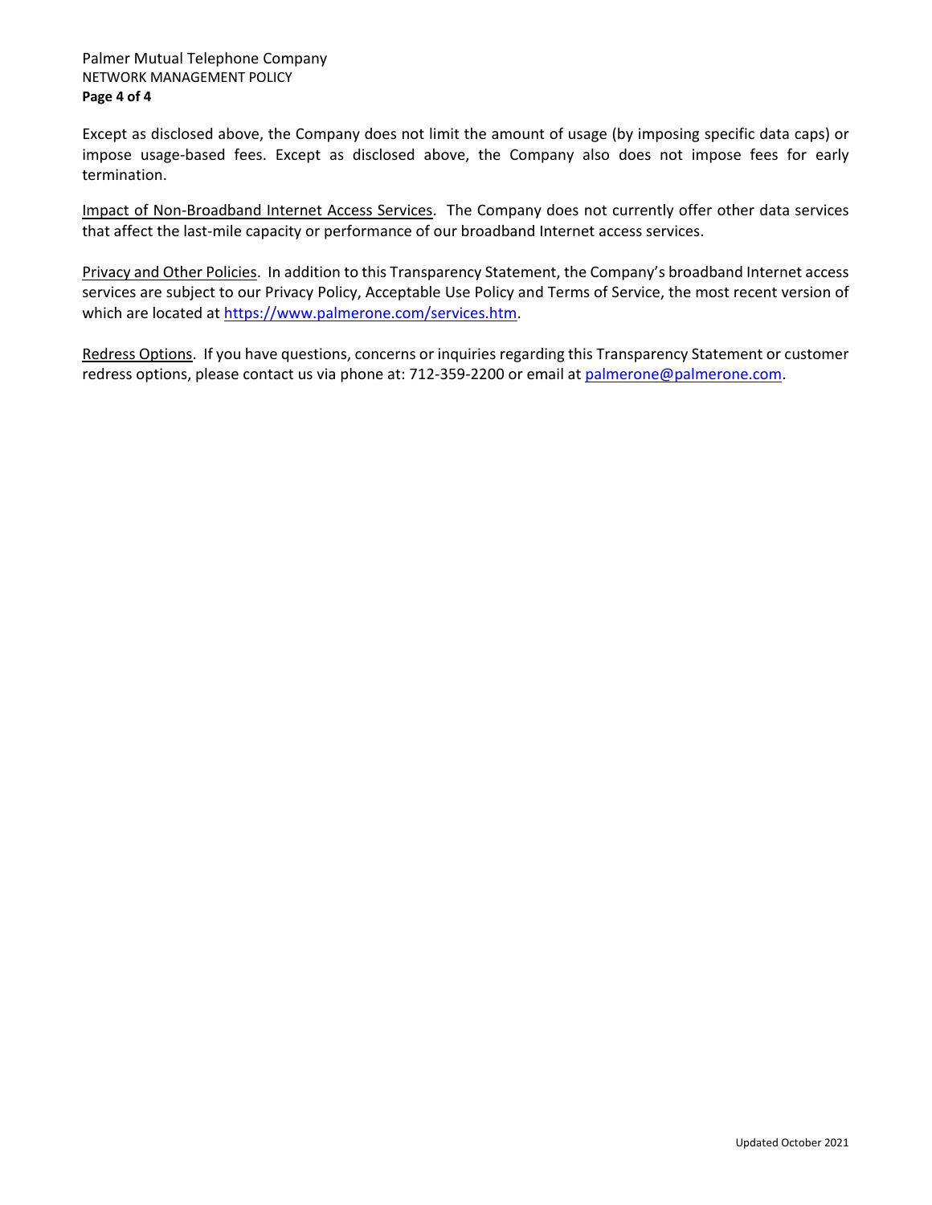Except as disclosed above, the Company does not limit the amount of usage (by imposing specific data caps) or impose usage-based fees. Except as disclosed above, the Company also does not impose fees for early termination.

Impact of Non-Broadband Internet Access Services. The Company does not currently offer other data services that affect the last-mile capacity or performance of our broadband Internet access services.

Privacy and Other Policies. In addition to this Transparency Statement, the Company's broadband Internet access services are subject to our Privacy Policy, Acceptable Use Policy and Terms of Service, the most recent version of which are located at https://www.palmerone.com/services.htm.

Redress Options. If you have questions, concerns or inquiries regarding this Transparency Statement or customer redress options, please contact us via phone at: 712-359-2200 or email at palmerone@palmerone.com.

Updated October 2021